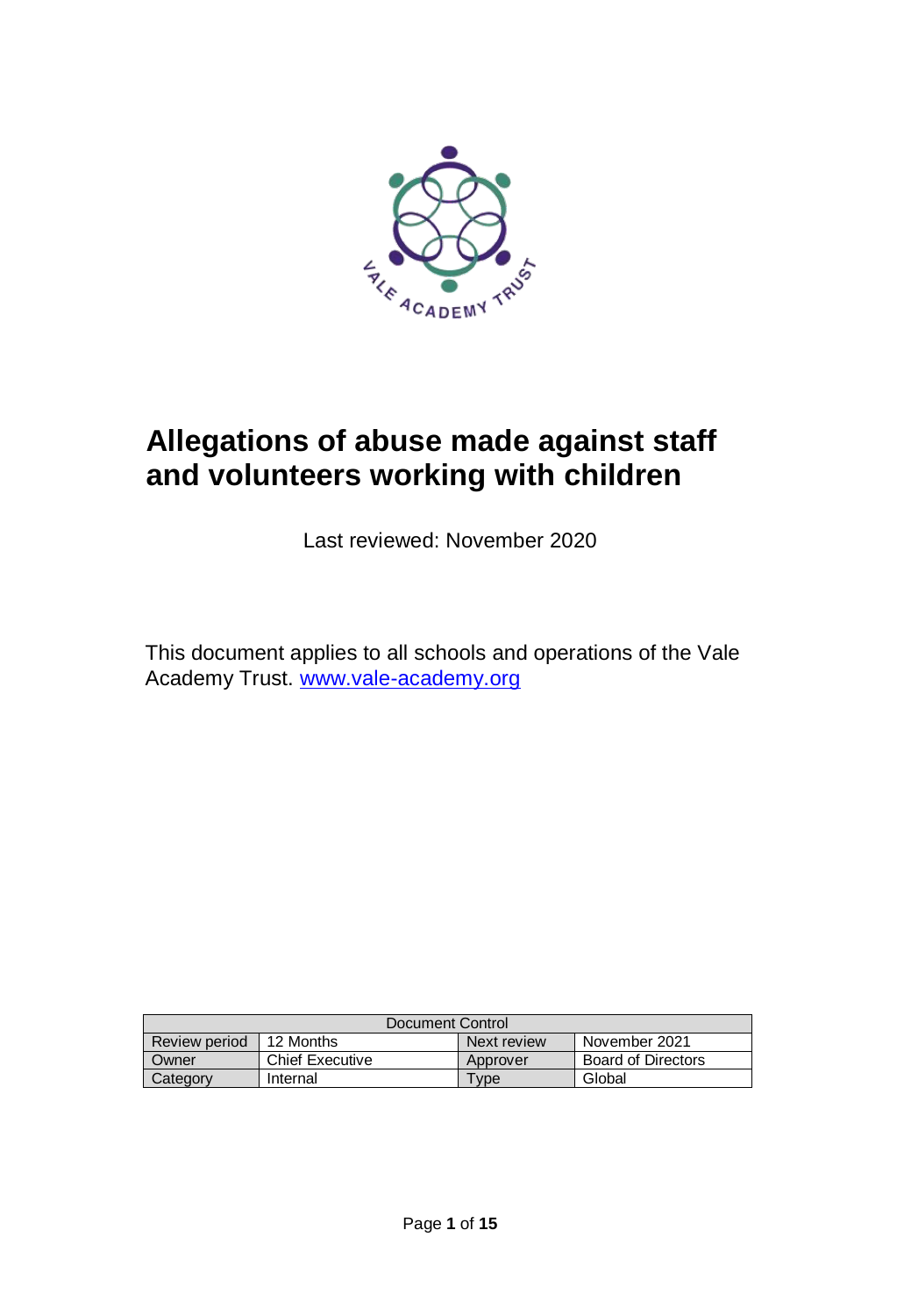# Allegations of abuse made against staff and volunteers working with children

Last reviewed: November 2020

This document applies to all schools and operations of the Vale Academy Trust. [www.vale-academy.org](http://www.vale-academy.org)

| Document Control | | | |
|---|---|---|---|
| Review period | 12 Months | Next review | November 2021 |
| Owner | Chief Executive | Approver | Board of Directors |
| Category | Internal | Type | Global |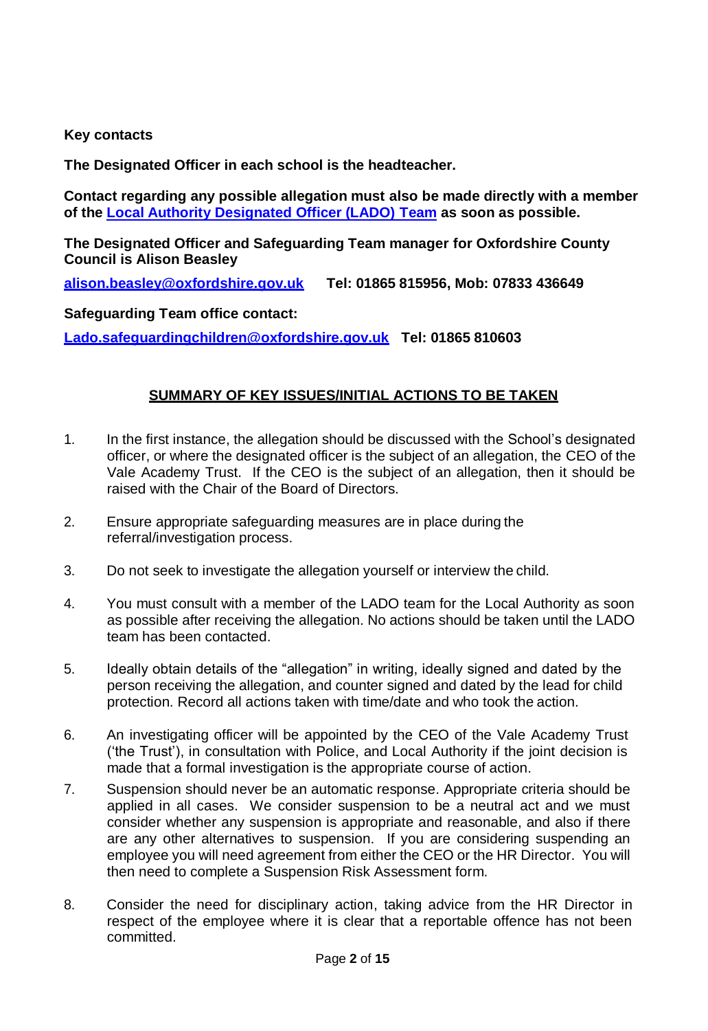**Key contacts**

**The Designated Officer in each school is the headteacher.**

**Contact regarding any possible allegation must also be made directly with a member of the [Local Authority Designated Officer (LADO) Team](#) as soon as possible.**

**The Designated Officer and Safeguarding Team manager for Oxfordshire County Council is Alison Beasley**

**[alison.beasley@oxfordshire.gov.uk](mailto:alison.beasley@oxfordshire.gov.uk) Tel: 01865 815956, Mob: 07833 436649**

**Safeguarding Team office contact:**

**[Lado.safeguardingchildren@oxfordshire.gov.uk](mailto:Lado.safeguardingchildren@oxfordshire.gov.uk) Tel: 01865 810603**

## SUMMARY OF KEY ISSUES/INITIAL ACTIONS TO BE TAKEN

1. In the first instance, the allegation should be discussed with the School's designated officer, or where the designated officer is the subject of an allegation, the CEO of the Vale Academy Trust. If the CEO is the subject of an allegation, then it should be raised with the Chair of the Board of Directors.

2. Ensure appropriate safeguarding measures are in place during the referral/investigation process.

3. Do not seek to investigate the allegation yourself or interview the child.

4. You must consult with a member of the LADO team for the Local Authority as soon as possible after receiving the allegation. No actions should be taken until the LADO team has been contacted.

5. Ideally obtain details of the "allegation" in writing, ideally signed and dated by the person receiving the allegation, and counter signed and dated by the lead for child protection. Record all actions taken with time/date and who took the action.

6. An investigating officer will be appointed by the CEO of the Vale Academy Trust ('the Trust'), in consultation with Police, and Local Authority if the joint decision is made that a formal investigation is the appropriate course of action.

7. Suspension should never be an automatic response. Appropriate criteria should be applied in all cases. We consider suspension to be a neutral act and we must consider whether any suspension is appropriate and reasonable, and also if there are any other alternatives to suspension. If you are considering suspending an employee you will need agreement from either the CEO or the HR Director. You will then need to complete a Suspension Risk Assessment form.

8. Consider the need for disciplinary action, taking advice from the HR Director in respect of the employee where it is clear that a reportable offence has not been committed.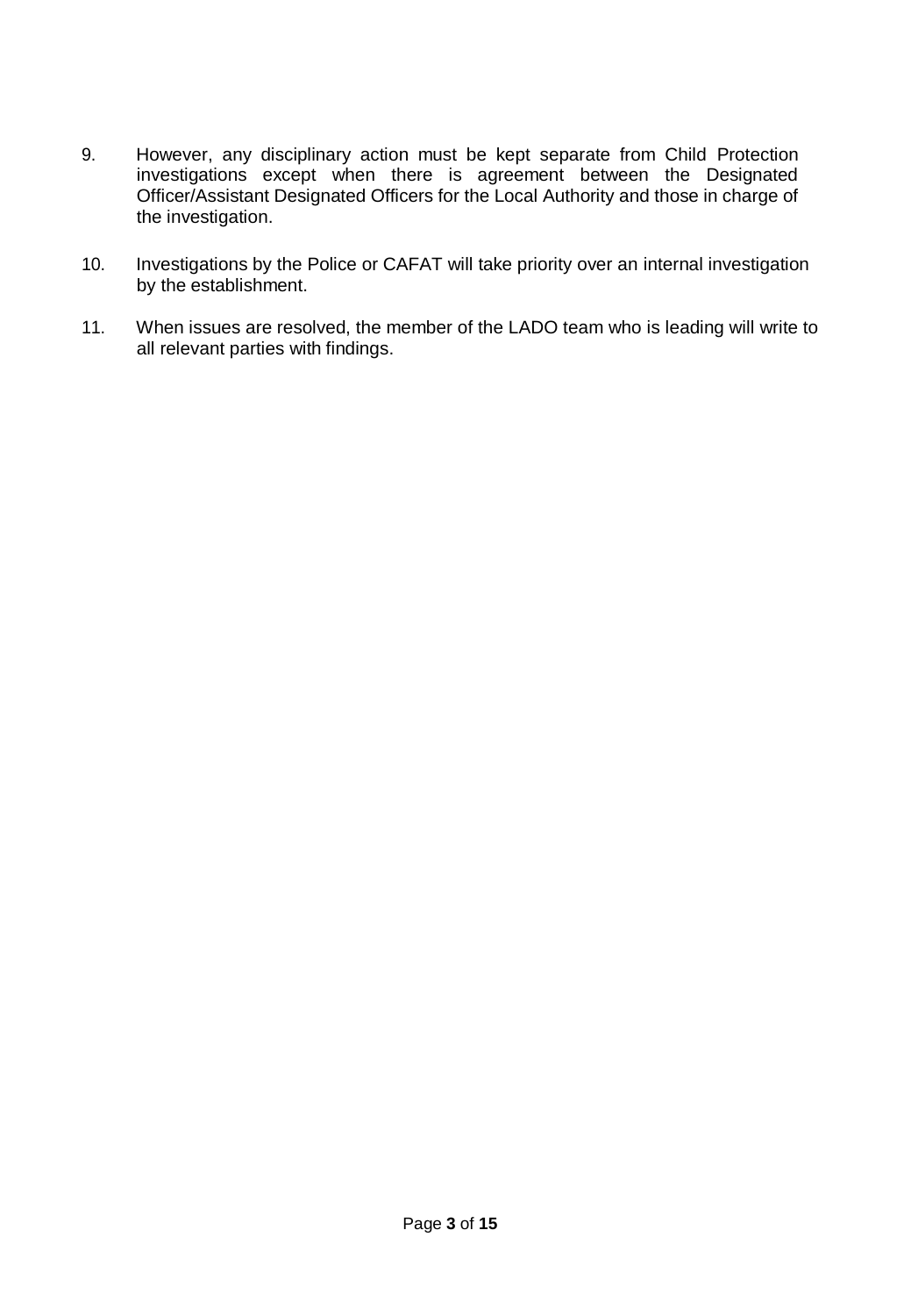9. However, any disciplinary action must be kept separate from Child Protection investigations except when there is agreement between the Designated Officer/Assistant Designated Officers for the Local Authority and those in charge of the investigation.

10. Investigations by the Police or CAFAT will take priority over an internal investigation by the establishment.

11. When issues are resolved, the member of the LADO team who is leading will write to all relevant parties with findings.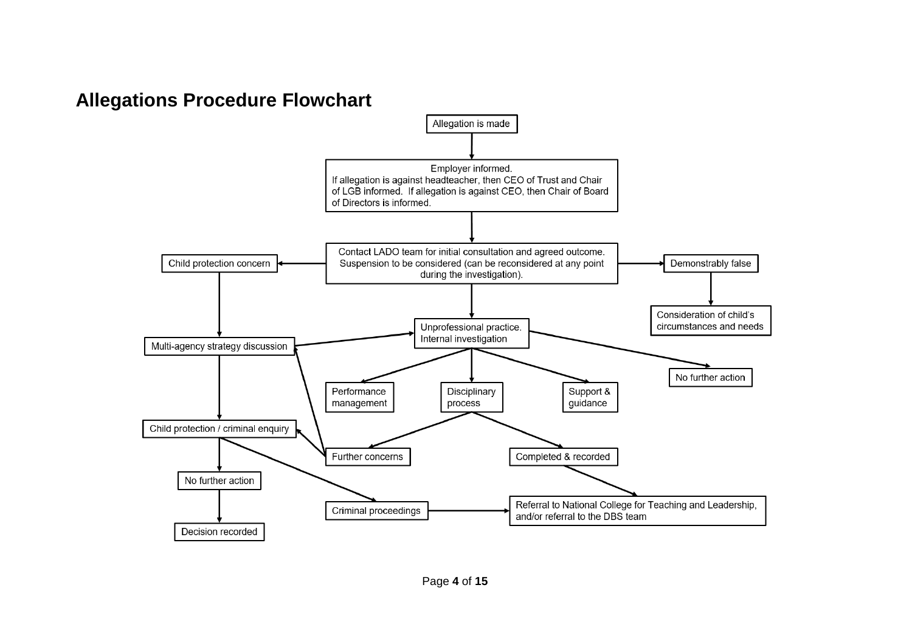## Allegations Procedure Flowchart

Allegation is made

Employer informed.
If allegation is against headteacher, then CEO of Trust and Chair of LGB informed. If allegation is against CEO, then Chair of Board of Directors is informed.

Contact LADO team for initial consultation and agreed outcome. Suspension to be considered (can be reconsidered at any point during the investigation).

Child protection concern

Demonstrably false

Consideration of child's circumstances and needs

Multi-agency strategy discussion

Unprofessional practice. Internal investigation

No further action

Performance management

Disciplinary process

Support & guidance

Child protection / criminal enquiry

Further concerns

Completed & recorded

No further action

Criminal proceedings

Referral to National College for Teaching and Leadership, and/or referral to the DBS team

Decision recorded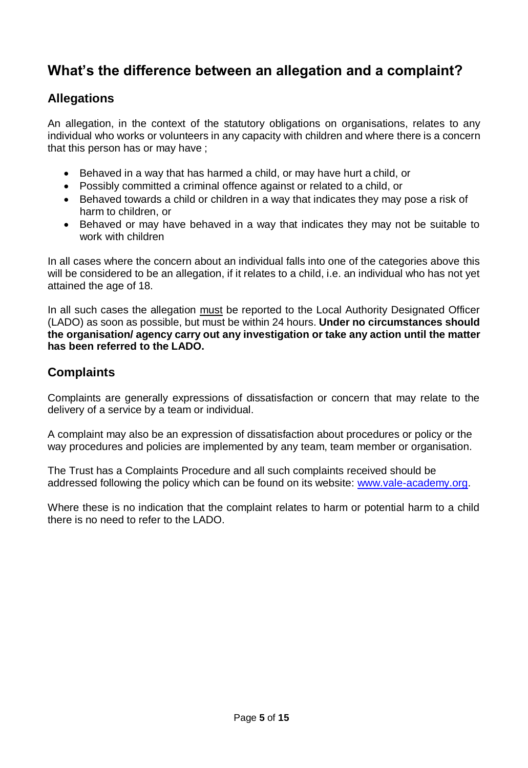## What's the difference between an allegation and a complaint?

### Allegations

An allegation, in the context of the statutory obligations on organisations, relates to any individual who works or volunteers in any capacity with children and where there is a concern that this person has or may have ;

- Behaved in a way that has harmed a child, or may have hurt a child, or
- Possibly committed a criminal offence against or related to a child, or
- Behaved towards a child or children in a way that indicates they may pose a risk of harm to children, or
- Behaved or may have behaved in a way that indicates they may not be suitable to work with children

In all cases where the concern about an individual falls into one of the categories above this will be considered to be an allegation, if it relates to a child, i.e. an individual who has not yet attained the age of 18.

In all such cases the allegation <u>must</u> be reported to the Local Authority Designated Officer (LADO) as soon as possible, but must be within 24 hours. **Under no circumstances should the organisation/ agency carry out any investigation or take any action until the matter has been referred to the LADO.**

### Complaints

Complaints are generally expressions of dissatisfaction or concern that may relate to the delivery of a service by a team or individual.

A complaint may also be an expression of dissatisfaction about procedures or policy or the way procedures and policies are implemented by any team, team member or organisation.

The Trust has a Complaints Procedure and all such complaints received should be addressed following the policy which can be found on its website: [www.vale-academy.org](http://www.vale-academy.org).

Where these is no indication that the complaint relates to harm or potential harm to a child there is no need to refer to the LADO.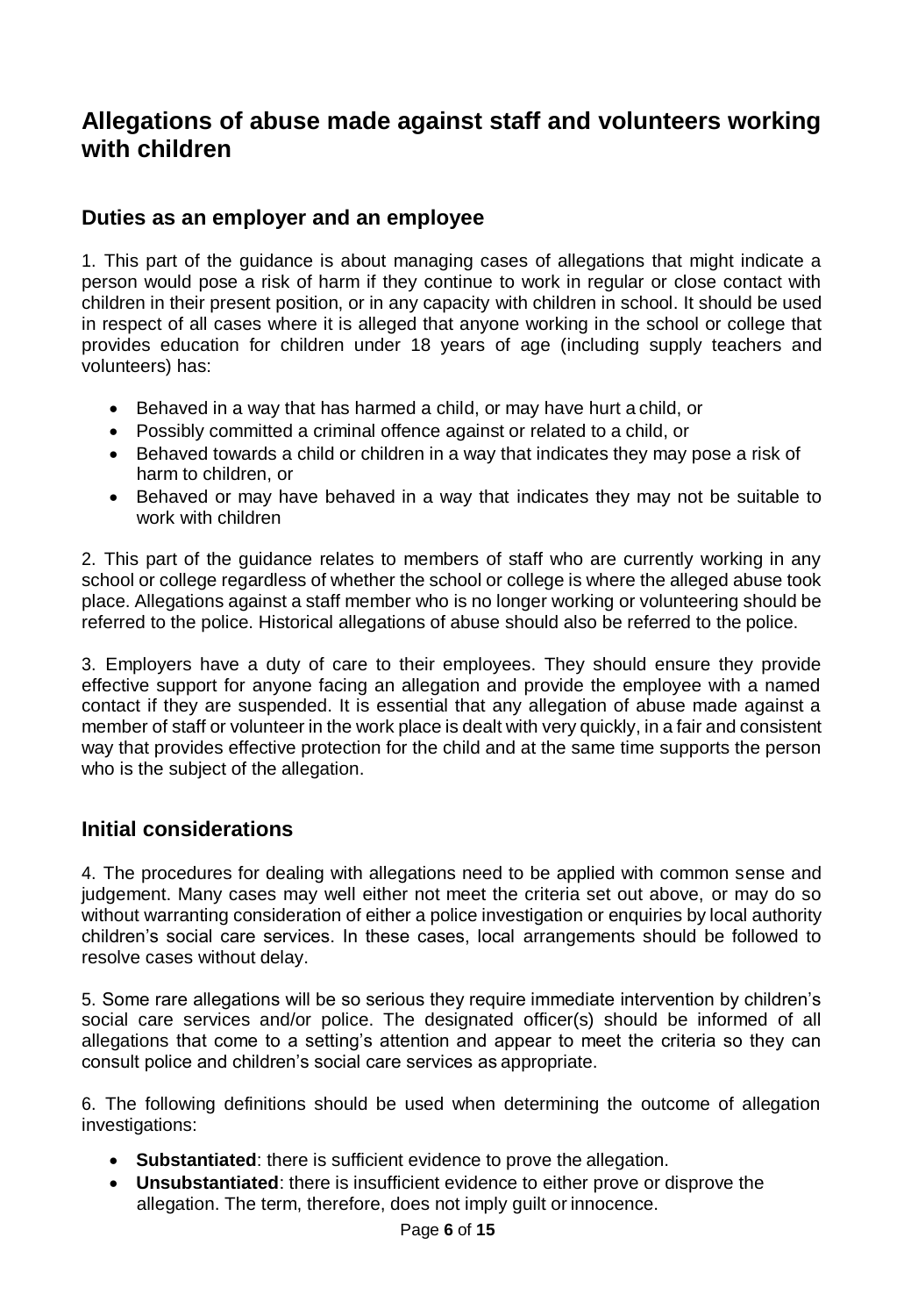# Allegations of abuse made against staff and volunteers working with children

## Duties as an employer and an employee

1. This part of the guidance is about managing cases of allegations that might indicate a person would pose a risk of harm if they continue to work in regular or close contact with children in their present position, or in any capacity with children in school. It should be used in respect of all cases where it is alleged that anyone working in the school or college that provides education for children under 18 years of age (including supply teachers and volunteers) has:

- Behaved in a way that has harmed a child, or may have hurt a child, or
- Possibly committed a criminal offence against or related to a child, or
- Behaved towards a child or children in a way that indicates they may pose a risk of harm to children, or
- Behaved or may have behaved in a way that indicates they may not be suitable to work with children

2. This part of the guidance relates to members of staff who are currently working in any school or college regardless of whether the school or college is where the alleged abuse took place. Allegations against a staff member who is no longer working or volunteering should be referred to the police. Historical allegations of abuse should also be referred to the police.

3. Employers have a duty of care to their employees. They should ensure they provide effective support for anyone facing an allegation and provide the employee with a named contact if they are suspended. It is essential that any allegation of abuse made against a member of staff or volunteer in the work place is dealt with very quickly, in a fair and consistent way that provides effective protection for the child and at the same time supports the person who is the subject of the allegation.

## Initial considerations

4. The procedures for dealing with allegations need to be applied with common sense and judgement. Many cases may well either not meet the criteria set out above, or may do so without warranting consideration of either a police investigation or enquiries by local authority children's social care services. In these cases, local arrangements should be followed to resolve cases without delay.

5. Some rare allegations will be so serious they require immediate intervention by children's social care services and/or police. The designated officer(s) should be informed of all allegations that come to a setting's attention and appear to meet the criteria so they can consult police and children's social care services as appropriate.

6. The following definitions should be used when determining the outcome of allegation investigations:

- **Substantiated**: there is sufficient evidence to prove the allegation.
- **Unsubstantiated**: there is insufficient evidence to either prove or disprove the allegation. The term, therefore, does not imply guilt or innocence.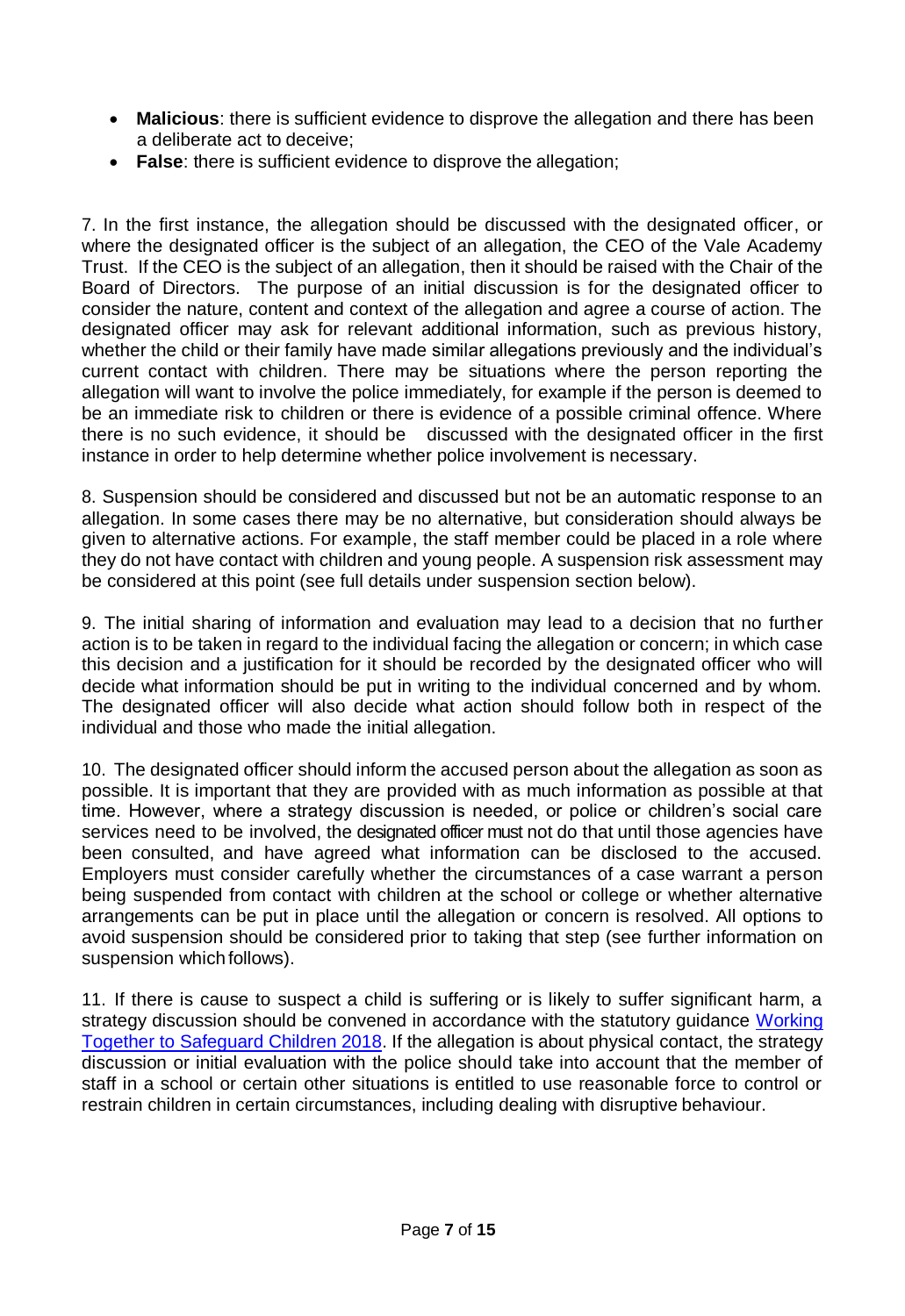- **Malicious**: there is sufficient evidence to disprove the allegation and there has been a deliberate act to deceive;
- **False**: there is sufficient evidence to disprove the allegation;

7. In the first instance, the allegation should be discussed with the designated officer, or where the designated officer is the subject of an allegation, the CEO of the Vale Academy Trust. If the CEO is the subject of an allegation, then it should be raised with the Chair of the Board of Directors. The purpose of an initial discussion is for the designated officer to consider the nature, content and context of the allegation and agree a course of action. The designated officer may ask for relevant additional information, such as previous history, whether the child or their family have made similar allegations previously and the individual's current contact with children. There may be situations where the person reporting the allegation will want to involve the police immediately, for example if the person is deemed to be an immediate risk to children or there is evidence of a possible criminal offence. Where there is no such evidence, it should be discussed with the designated officer in the first instance in order to help determine whether police involvement is necessary.

8. Suspension should be considered and discussed but not be an automatic response to an allegation. In some cases there may be no alternative, but consideration should always be given to alternative actions. For example, the staff member could be placed in a role where they do not have contact with children and young people. A suspension risk assessment may be considered at this point (see full details under suspension section below).

9. The initial sharing of information and evaluation may lead to a decision that no further action is to be taken in regard to the individual facing the allegation or concern; in which case this decision and a justification for it should be recorded by the designated officer who will decide what information should be put in writing to the individual concerned and by whom. The designated officer will also decide what action should follow both in respect of the individual and those who made the initial allegation.

10. The designated officer should inform the accused person about the allegation as soon as possible. It is important that they are provided with as much information as possible at that time. However, where a strategy discussion is needed, or police or children's social care services need to be involved, the designated officer must not do that until those agencies have been consulted, and have agreed what information can be disclosed to the accused. Employers must consider carefully whether the circumstances of a case warrant a person being suspended from contact with children at the school or college or whether alternative arrangements can be put in place until the allegation or concern is resolved. All options to avoid suspension should be considered prior to taking that step (see further information on suspension which follows).

11. If there is cause to suspect a child is suffering or is likely to suffer significant harm, a strategy discussion should be convened in accordance with the statutory guidance [Working Together to Safeguard Children 2018](). If the allegation is about physical contact, the strategy discussion or initial evaluation with the police should take into account that the member of staff in a school or certain other situations is entitled to use reasonable force to control or restrain children in certain circumstances, including dealing with disruptive behaviour.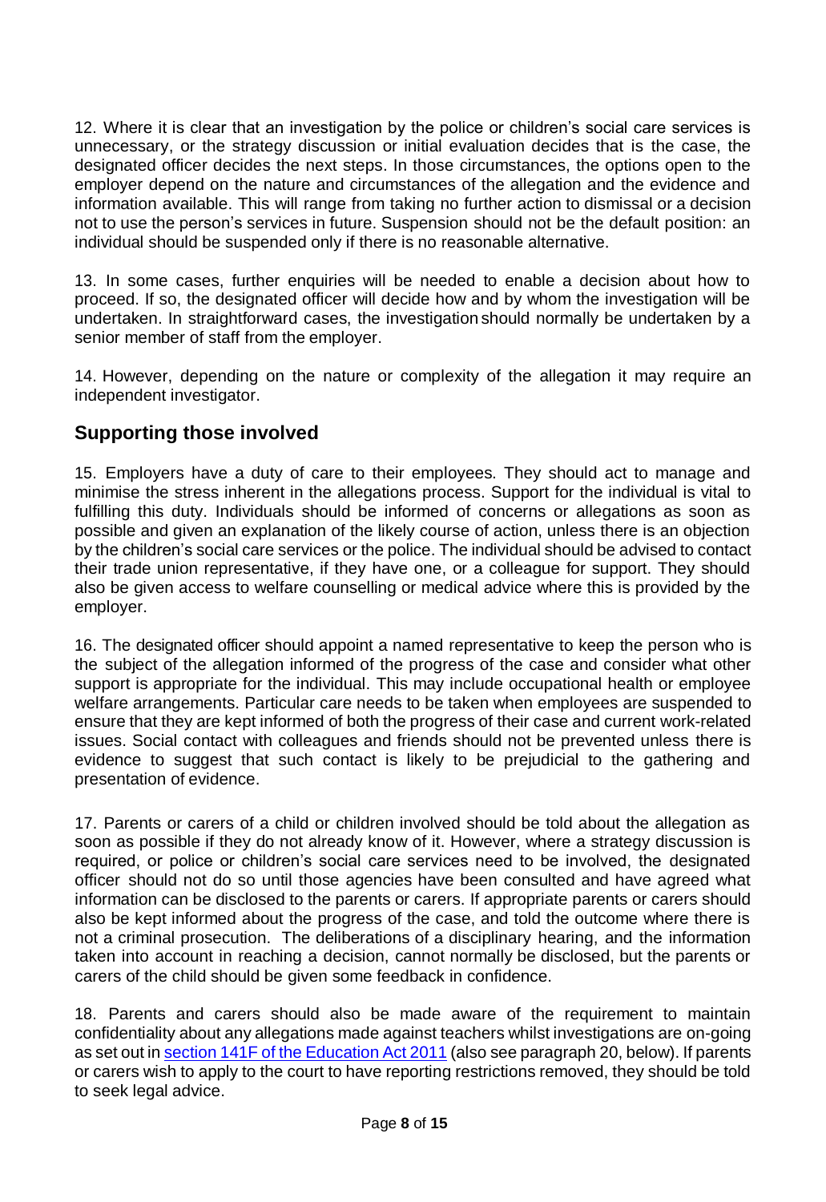12. Where it is clear that an investigation by the police or children's social care services is unnecessary, or the strategy discussion or initial evaluation decides that is the case, the designated officer decides the next steps. In those circumstances, the options open to the employer depend on the nature and circumstances of the allegation and the evidence and information available. This will range from taking no further action to dismissal or a decision not to use the person's services in future. Suspension should not be the default position: an individual should be suspended only if there is no reasonable alternative.

13. In some cases, further enquiries will be needed to enable a decision about how to proceed. If so, the designated officer will decide how and by whom the investigation will be undertaken. In straightforward cases, the investigation should normally be undertaken by a senior member of staff from the employer.

14. However, depending on the nature or complexity of the allegation it may require an independent investigator.

## Supporting those involved

15. Employers have a duty of care to their employees. They should act to manage and minimise the stress inherent in the allegations process. Support for the individual is vital to fulfilling this duty. Individuals should be informed of concerns or allegations as soon as possible and given an explanation of the likely course of action, unless there is an objection by the children's social care services or the police. The individual should be advised to contact their trade union representative, if they have one, or a colleague for support. They should also be given access to welfare counselling or medical advice where this is provided by the employer.

16. The designated officer should appoint a named representative to keep the person who is the subject of the allegation informed of the progress of the case and consider what other support is appropriate for the individual. This may include occupational health or employee welfare arrangements. Particular care needs to be taken when employees are suspended to ensure that they are kept informed of both the progress of their case and current work-related issues. Social contact with colleagues and friends should not be prevented unless there is evidence to suggest that such contact is likely to be prejudicial to the gathering and presentation of evidence.

17. Parents or carers of a child or children involved should be told about the allegation as soon as possible if they do not already know of it. However, where a strategy discussion is required, or police or children's social care services need to be involved, the designated officer should not do so until those agencies have been consulted and have agreed what information can be disclosed to the parents or carers. If appropriate parents or carers should also be kept informed about the progress of the case, and told the outcome where there is not a criminal prosecution. The deliberations of a disciplinary hearing, and the information taken into account in reaching a decision, cannot normally be disclosed, but the parents or carers of the child should be given some feedback in confidence.

18. Parents and carers should also be made aware of the requirement to maintain confidentiality about any allegations made against teachers whilst investigations are on-going as set out in [section 141F of the Education Act 2011](#) (also see paragraph 20, below). If parents or carers wish to apply to the court to have reporting restrictions removed, they should be told to seek legal advice.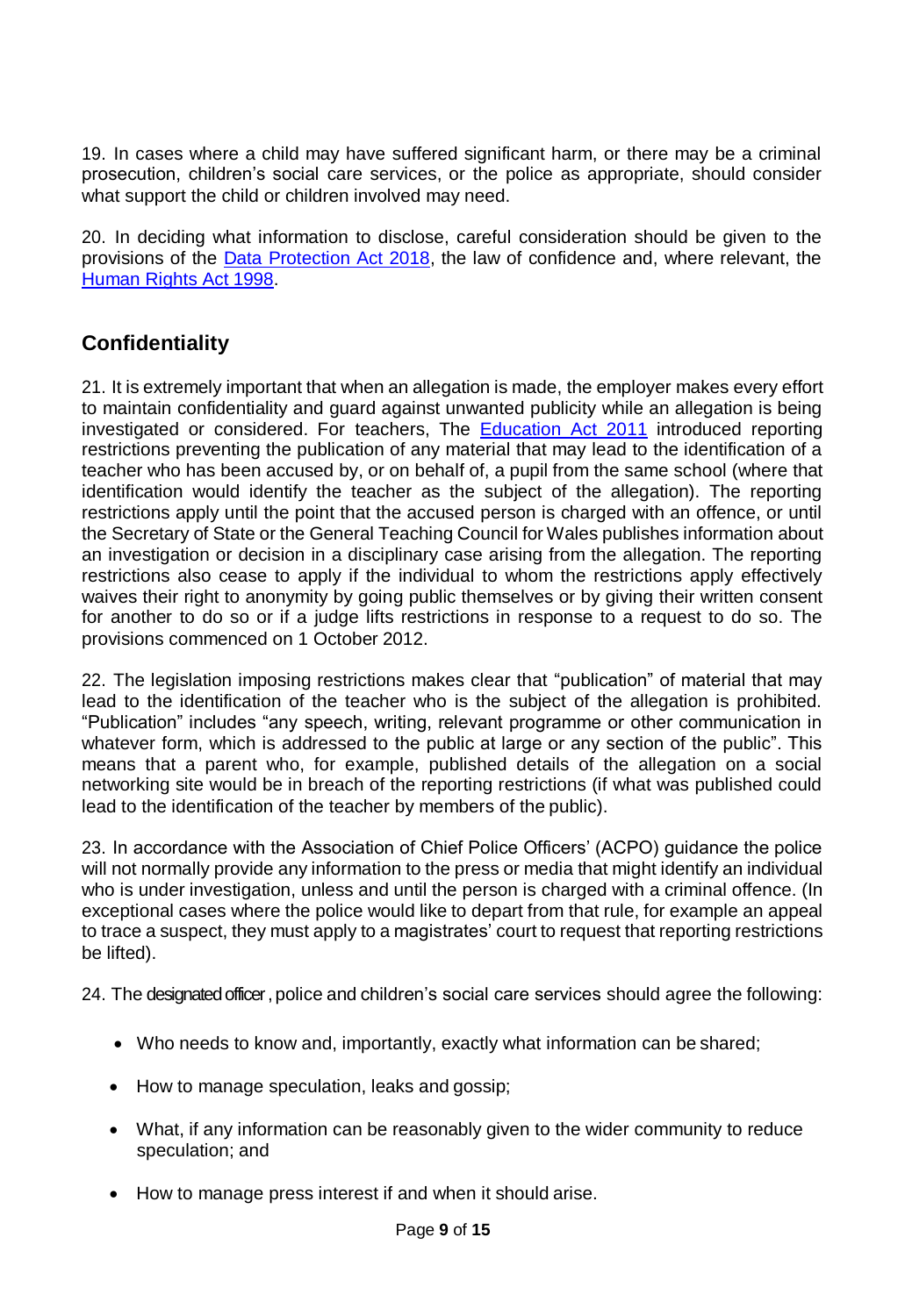19. In cases where a child may have suffered significant harm, or there may be a criminal prosecution, children's social care services, or the police as appropriate, should consider what support the child or children involved may need.

20. In deciding what information to disclose, careful consideration should be given to the provisions of the [Data Protection Act 2018](), the law of confidence and, where relevant, the [Human Rights Act 1998]().

## Confidentiality

21. It is extremely important that when an allegation is made, the employer makes every effort to maintain confidentiality and guard against unwanted publicity while an allegation is being investigated or considered. For teachers, The [Education Act 2011]() introduced reporting restrictions preventing the publication of any material that may lead to the identification of a teacher who has been accused by, or on behalf of, a pupil from the same school (where that identification would identify the teacher as the subject of the allegation). The reporting restrictions apply until the point that the accused person is charged with an offence, or until the Secretary of State or the General Teaching Council for Wales publishes information about an investigation or decision in a disciplinary case arising from the allegation. The reporting restrictions also cease to apply if the individual to whom the restrictions apply effectively waives their right to anonymity by going public themselves or by giving their written consent for another to do so or if a judge lifts restrictions in response to a request to do so. The provisions commenced on 1 October 2012.

22. The legislation imposing restrictions makes clear that "publication" of material that may lead to the identification of the teacher who is the subject of the allegation is prohibited. "Publication" includes "any speech, writing, relevant programme or other communication in whatever form, which is addressed to the public at large or any section of the public". This means that a parent who, for example, published details of the allegation on a social networking site would be in breach of the reporting restrictions (if what was published could lead to the identification of the teacher by members of the public).

23. In accordance with the Association of Chief Police Officers' (ACPO) guidance the police will not normally provide any information to the press or media that might identify an individual who is under investigation, unless and until the person is charged with a criminal offence. (In exceptional cases where the police would like to depart from that rule, for example an appeal to trace a suspect, they must apply to a magistrates' court to request that reporting restrictions be lifted).

24. The designated officer, police and children's social care services should agree the following:

- Who needs to know and, importantly, exactly what information can be shared;
- How to manage speculation, leaks and gossip;
- What, if any information can be reasonably given to the wider community to reduce speculation; and
- How to manage press interest if and when it should arise.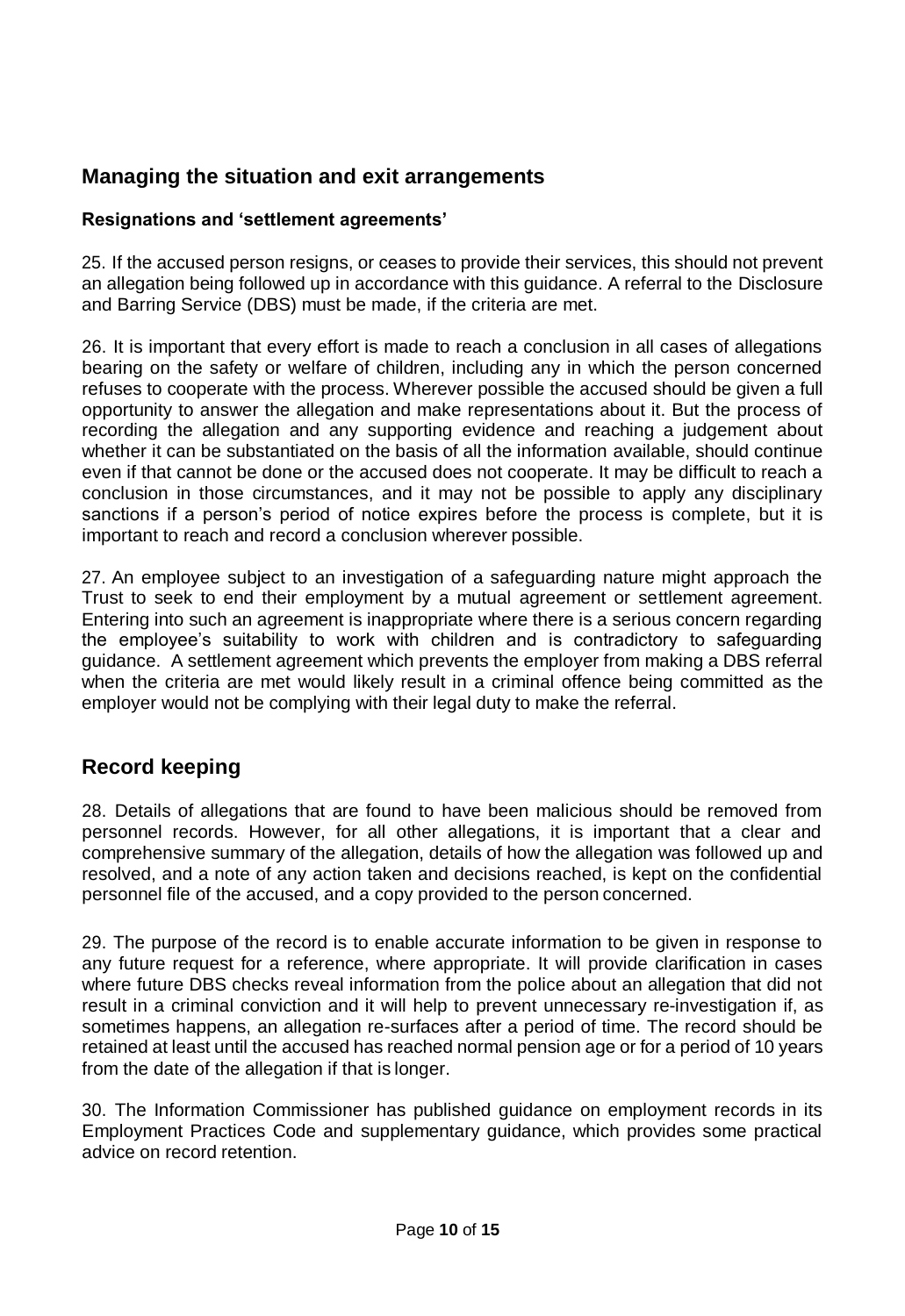## Managing the situation and exit arrangements

### Resignations and 'settlement agreements'

25. If the accused person resigns, or ceases to provide their services, this should not prevent an allegation being followed up in accordance with this guidance. A referral to the Disclosure and Barring Service (DBS) must be made, if the criteria are met.

26. It is important that every effort is made to reach a conclusion in all cases of allegations bearing on the safety or welfare of children, including any in which the person concerned refuses to cooperate with the process. Wherever possible the accused should be given a full opportunity to answer the allegation and make representations about it. But the process of recording the allegation and any supporting evidence and reaching a judgement about whether it can be substantiated on the basis of all the information available, should continue even if that cannot be done or the accused does not cooperate. It may be difficult to reach a conclusion in those circumstances, and it may not be possible to apply any disciplinary sanctions if a person's period of notice expires before the process is complete, but it is important to reach and record a conclusion wherever possible.

27. An employee subject to an investigation of a safeguarding nature might approach the Trust to seek to end their employment by a mutual agreement or settlement agreement. Entering into such an agreement is inappropriate where there is a serious concern regarding the employee's suitability to work with children and is contradictory to safeguarding guidance. A settlement agreement which prevents the employer from making a DBS referral when the criteria are met would likely result in a criminal offence being committed as the employer would not be complying with their legal duty to make the referral.

## Record keeping

28. Details of allegations that are found to have been malicious should be removed from personnel records. However, for all other allegations, it is important that a clear and comprehensive summary of the allegation, details of how the allegation was followed up and resolved, and a note of any action taken and decisions reached, is kept on the confidential personnel file of the accused, and a copy provided to the person concerned.

29. The purpose of the record is to enable accurate information to be given in response to any future request for a reference, where appropriate. It will provide clarification in cases where future DBS checks reveal information from the police about an allegation that did not result in a criminal conviction and it will help to prevent unnecessary re-investigation if, as sometimes happens, an allegation re-surfaces after a period of time. The record should be retained at least until the accused has reached normal pension age or for a period of 10 years from the date of the allegation if that is longer.

30. The Information Commissioner has published guidance on employment records in its Employment Practices Code and supplementary guidance, which provides some practical advice on record retention.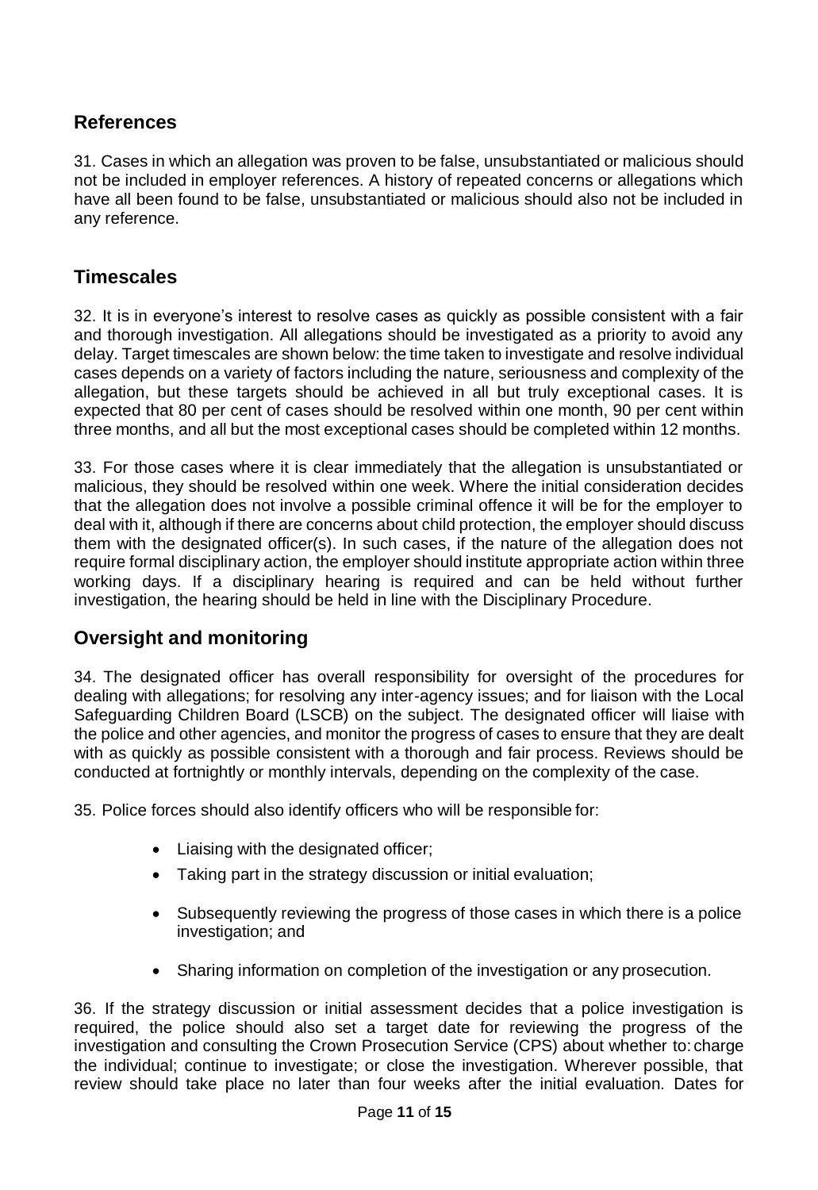## References

31. Cases in which an allegation was proven to be false, unsubstantiated or malicious should not be included in employer references. A history of repeated concerns or allegations which have all been found to be false, unsubstantiated or malicious should also not be included in any reference.

## Timescales

32. It is in everyone's interest to resolve cases as quickly as possible consistent with a fair and thorough investigation. All allegations should be investigated as a priority to avoid any delay. Target timescales are shown below: the time taken to investigate and resolve individual cases depends on a variety of factors including the nature, seriousness and complexity of the allegation, but these targets should be achieved in all but truly exceptional cases. It is expected that 80 per cent of cases should be resolved within one month, 90 per cent within three months, and all but the most exceptional cases should be completed within 12 months.

33. For those cases where it is clear immediately that the allegation is unsubstantiated or malicious, they should be resolved within one week. Where the initial consideration decides that the allegation does not involve a possible criminal offence it will be for the employer to deal with it, although if there are concerns about child protection, the employer should discuss them with the designated officer(s). In such cases, if the nature of the allegation does not require formal disciplinary action, the employer should institute appropriate action within three working days. If a disciplinary hearing is required and can be held without further investigation, the hearing should be held in line with the Disciplinary Procedure.

## Oversight and monitoring

34. The designated officer has overall responsibility for oversight of the procedures for dealing with allegations; for resolving any inter-agency issues; and for liaison with the Local Safeguarding Children Board (LSCB) on the subject. The designated officer will liaise with the police and other agencies, and monitor the progress of cases to ensure that they are dealt with as quickly as possible consistent with a thorough and fair process. Reviews should be conducted at fortnightly or monthly intervals, depending on the complexity of the case.

35. Police forces should also identify officers who will be responsible for:

- Liaising with the designated officer;
- Taking part in the strategy discussion or initial evaluation;
- Subsequently reviewing the progress of those cases in which there is a police investigation; and
- Sharing information on completion of the investigation or any prosecution.

36. If the strategy discussion or initial assessment decides that a police investigation is required, the police should also set a target date for reviewing the progress of the investigation and consulting the Crown Prosecution Service (CPS) about whether to: charge the individual; continue to investigate; or close the investigation. Wherever possible, that review should take place no later than four weeks after the initial evaluation. Dates for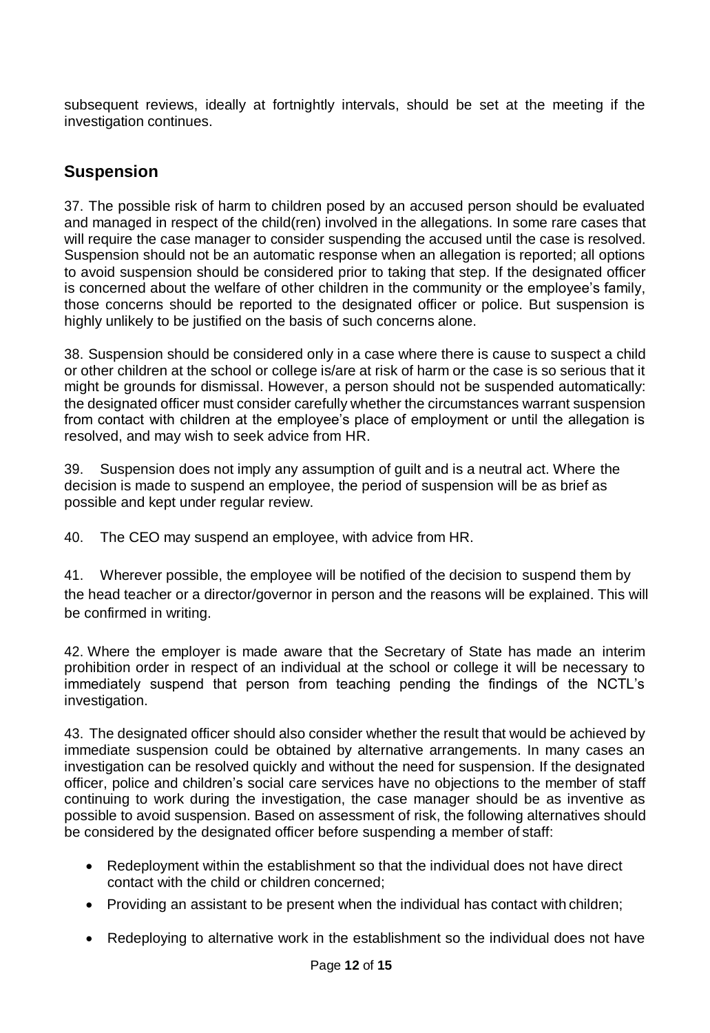subsequent reviews, ideally at fortnightly intervals, should be set at the meeting if the investigation continues.

## Suspension

37. The possible risk of harm to children posed by an accused person should be evaluated and managed in respect of the child(ren) involved in the allegations. In some rare cases that will require the case manager to consider suspending the accused until the case is resolved. Suspension should not be an automatic response when an allegation is reported; all options to avoid suspension should be considered prior to taking that step. If the designated officer is concerned about the welfare of other children in the community or the employee's family, those concerns should be reported to the designated officer or police. But suspension is highly unlikely to be justified on the basis of such concerns alone.

38. Suspension should be considered only in a case where there is cause to suspect a child or other children at the school or college is/are at risk of harm or the case is so serious that it might be grounds for dismissal. However, a person should not be suspended automatically: the designated officer must consider carefully whether the circumstances warrant suspension from contact with children at the employee's place of employment or until the allegation is resolved, and may wish to seek advice from HR.

39. Suspension does not imply any assumption of guilt and is a neutral act. Where the decision is made to suspend an employee, the period of suspension will be as brief as possible and kept under regular review.

40. The CEO may suspend an employee, with advice from HR.

41. Wherever possible, the employee will be notified of the decision to suspend them by the head teacher or a director/governor in person and the reasons will be explained. This will be confirmed in writing.

42. Where the employer is made aware that the Secretary of State has made an interim prohibition order in respect of an individual at the school or college it will be necessary to immediately suspend that person from teaching pending the findings of the NCTL's investigation.

43. The designated officer should also consider whether the result that would be achieved by immediate suspension could be obtained by alternative arrangements. In many cases an investigation can be resolved quickly and without the need for suspension. If the designated officer, police and children's social care services have no objections to the member of staff continuing to work during the investigation, the case manager should be as inventive as possible to avoid suspension. Based on assessment of risk, the following alternatives should be considered by the designated officer before suspending a member of staff:

- Redeployment within the establishment so that the individual does not have direct contact with the child or children concerned;
- Providing an assistant to be present when the individual has contact with children;
- Redeploying to alternative work in the establishment so the individual does not have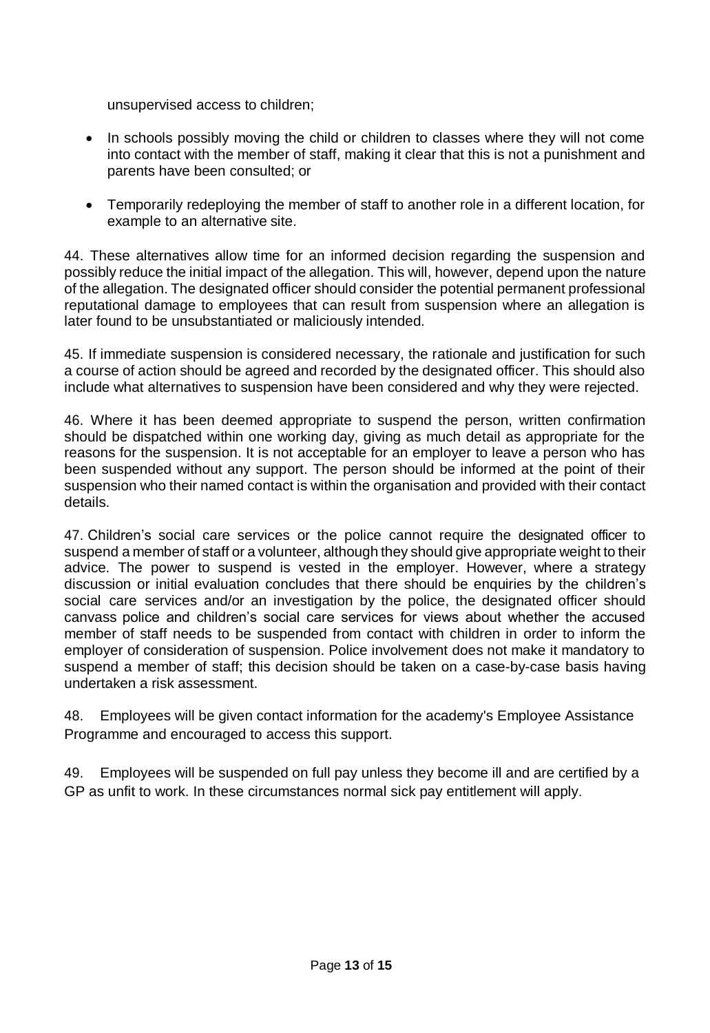unsupervised access to children;

- In schools possibly moving the child or children to classes where they will not come into contact with the member of staff, making it clear that this is not a punishment and parents have been consulted; or

- Temporarily redeploying the member of staff to another role in a different location, for example to an alternative site.

44. These alternatives allow time for an informed decision regarding the suspension and possibly reduce the initial impact of the allegation. This will, however, depend upon the nature of the allegation. The designated officer should consider the potential permanent professional reputational damage to employees that can result from suspension where an allegation is later found to be unsubstantiated or maliciously intended.

45. If immediate suspension is considered necessary, the rationale and justification for such a course of action should be agreed and recorded by the designated officer. This should also include what alternatives to suspension have been considered and why they were rejected.

46. Where it has been deemed appropriate to suspend the person, written confirmation should be dispatched within one working day, giving as much detail as appropriate for the reasons for the suspension. It is not acceptable for an employer to leave a person who has been suspended without any support. The person should be informed at the point of their suspension who their named contact is within the organisation and provided with their contact details.

47. Children's social care services or the police cannot require the designated officer to suspend a member of staff or a volunteer, although they should give appropriate weight to their advice. The power to suspend is vested in the employer. However, where a strategy discussion or initial evaluation concludes that there should be enquiries by the children's social care services and/or an investigation by the police, the designated officer should canvass police and children's social care services for views about whether the accused member of staff needs to be suspended from contact with children in order to inform the employer of consideration of suspension. Police involvement does not make it mandatory to suspend a member of staff; this decision should be taken on a case-by-case basis having undertaken a risk assessment.

48. Employees will be given contact information for the academy's Employee Assistance Programme and encouraged to access this support.

49. Employees will be suspended on full pay unless they become ill and are certified by a GP as unfit to work. In these circumstances normal sick pay entitlement will apply.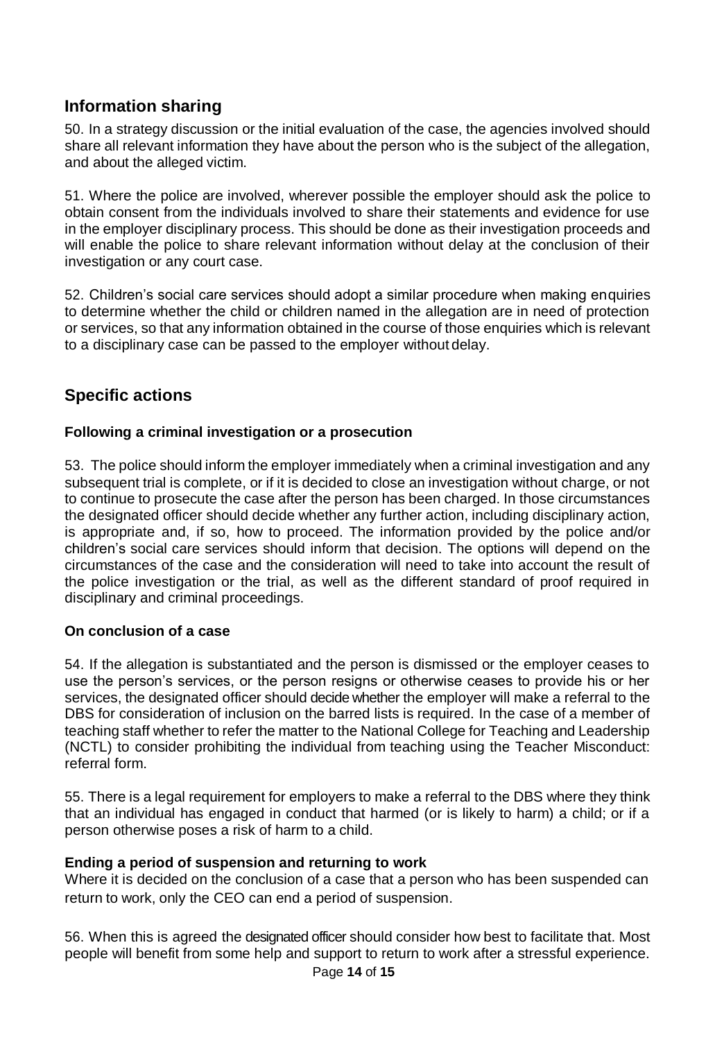## Information sharing

50. In a strategy discussion or the initial evaluation of the case, the agencies involved should share all relevant information they have about the person who is the subject of the allegation, and about the alleged victim.

51. Where the police are involved, wherever possible the employer should ask the police to obtain consent from the individuals involved to share their statements and evidence for use in the employer disciplinary process. This should be done as their investigation proceeds and will enable the police to share relevant information without delay at the conclusion of their investigation or any court case.

52. Children's social care services should adopt a similar procedure when making enquiries to determine whether the child or children named in the allegation are in need of protection or services, so that any information obtained in the course of those enquiries which is relevant to a disciplinary case can be passed to the employer without delay.

## Specific actions

### Following a criminal investigation or a prosecution

53. The police should inform the employer immediately when a criminal investigation and any subsequent trial is complete, or if it is decided to close an investigation without charge, or not to continue to prosecute the case after the person has been charged. In those circumstances the designated officer should decide whether any further action, including disciplinary action, is appropriate and, if so, how to proceed. The information provided by the police and/or children's social care services should inform that decision. The options will depend on the circumstances of the case and the consideration will need to take into account the result of the police investigation or the trial, as well as the different standard of proof required in disciplinary and criminal proceedings.

### On conclusion of a case

54. If the allegation is substantiated and the person is dismissed or the employer ceases to use the person's services, or the person resigns or otherwise ceases to provide his or her services, the designated officer should decide whether the employer will make a referral to the DBS for consideration of inclusion on the barred lists is required. In the case of a member of teaching staff whether to refer the matter to the National College for Teaching and Leadership (NCTL) to consider prohibiting the individual from teaching using the Teacher Misconduct: referral form.

55. There is a legal requirement for employers to make a referral to the DBS where they think that an individual has engaged in conduct that harmed (or is likely to harm) a child; or if a person otherwise poses a risk of harm to a child.

### Ending a period of suspension and returning to work

Where it is decided on the conclusion of a case that a person who has been suspended can return to work, only the CEO can end a period of suspension.

56. When this is agreed the designated officer should consider how best to facilitate that. Most people will benefit from some help and support to return to work after a stressful experience.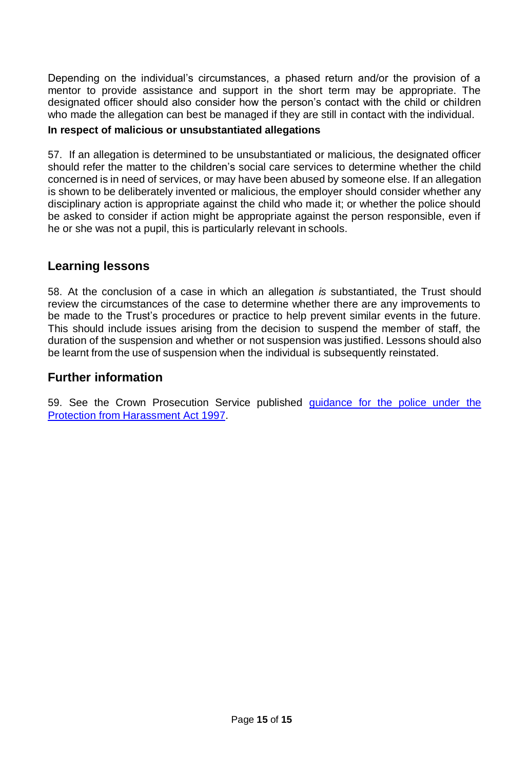Depending on the individual's circumstances, a phased return and/or the provision of a mentor to provide assistance and support in the short term may be appropriate. The designated officer should also consider how the person's contact with the child or children who made the allegation can best be managed if they are still in contact with the individual.

**In respect of malicious or unsubstantiated allegations**

57. If an allegation is determined to be unsubstantiated or malicious, the designated officer should refer the matter to the children's social care services to determine whether the child concerned is in need of services, or may have been abused by someone else. If an allegation is shown to be deliberately invented or malicious, the employer should consider whether any disciplinary action is appropriate against the child who made it; or whether the police should be asked to consider if action might be appropriate against the person responsible, even if he or she was not a pupil, this is particularly relevant in schools.

## Learning lessons

58. At the conclusion of a case in which an allegation *is* substantiated, the Trust should review the circumstances of the case to determine whether there are any improvements to be made to the Trust's procedures or practice to help prevent similar events in the future. This should include issues arising from the decision to suspend the member of staff, the duration of the suspension and whether or not suspension was justified. Lessons should also be learnt from the use of suspension when the individual is subsequently reinstated.

## Further information

59. See the Crown Prosecution Service published guidance for the police under the Protection from Harassment Act 1997.